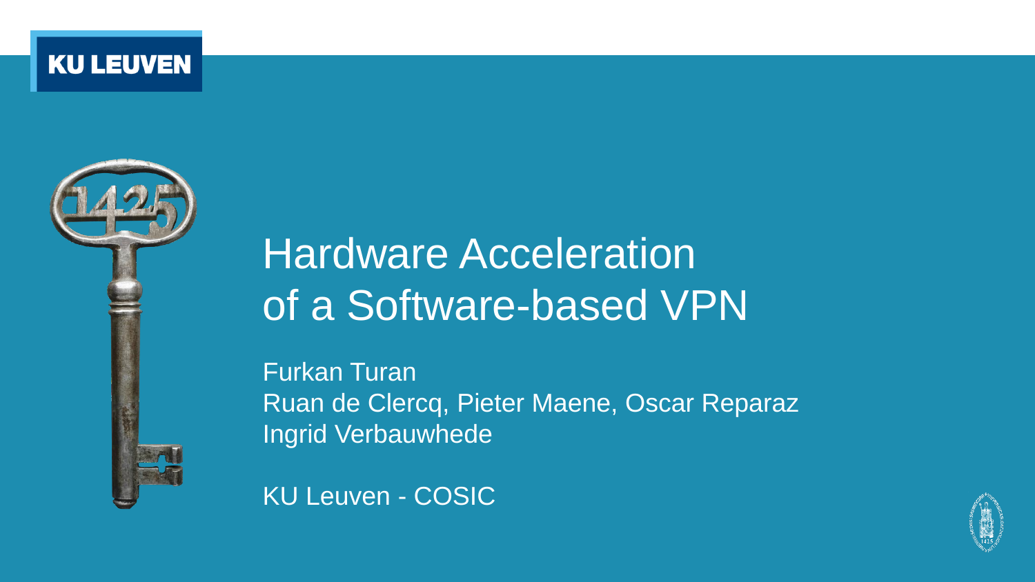KU LEUVEN

# Hardware Acceleration of a Software-based VPN

Furkan Turan
Ruan de Clercq, Pieter Maene, Oscar Reparaz
Ingrid Verbauwhede

KU Leuven - COSIC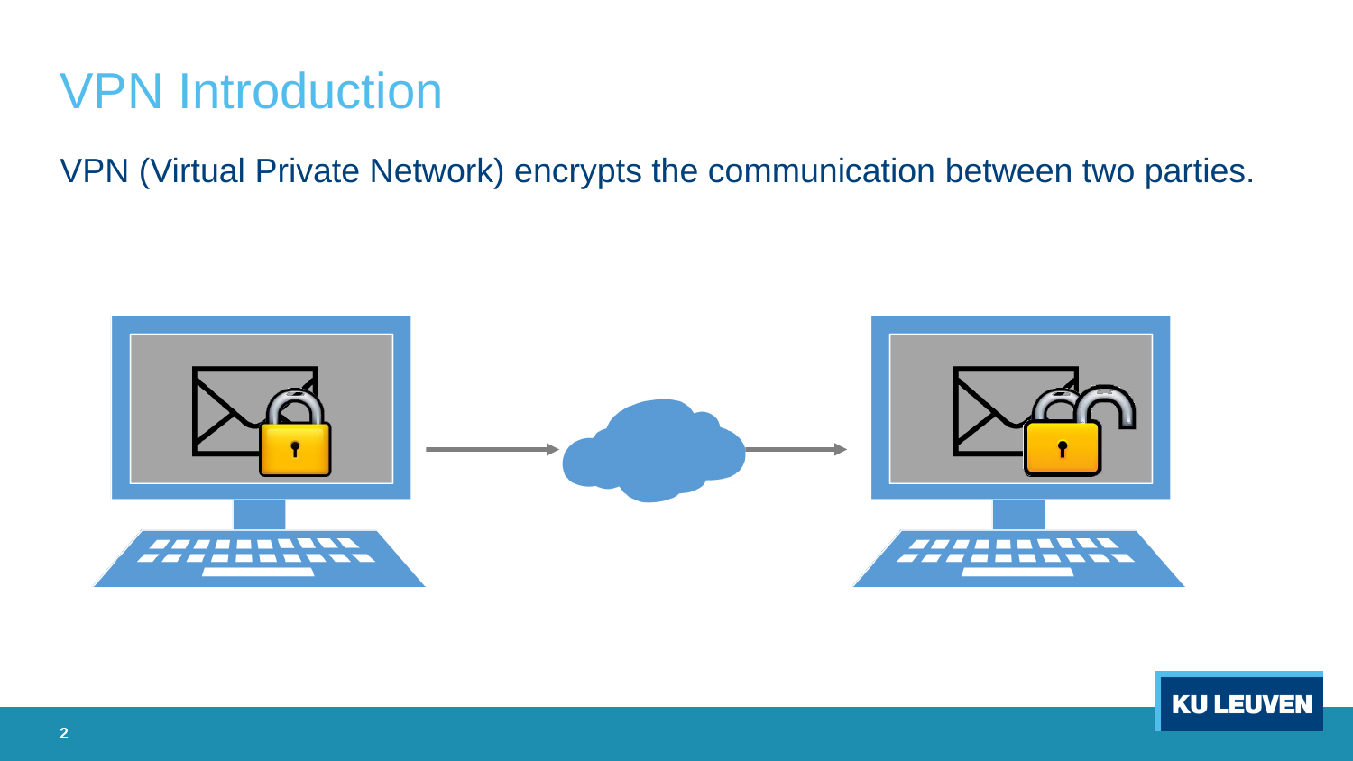# VPN Introduction

VPN (Virtual Private Network) encrypts the communication between two parties.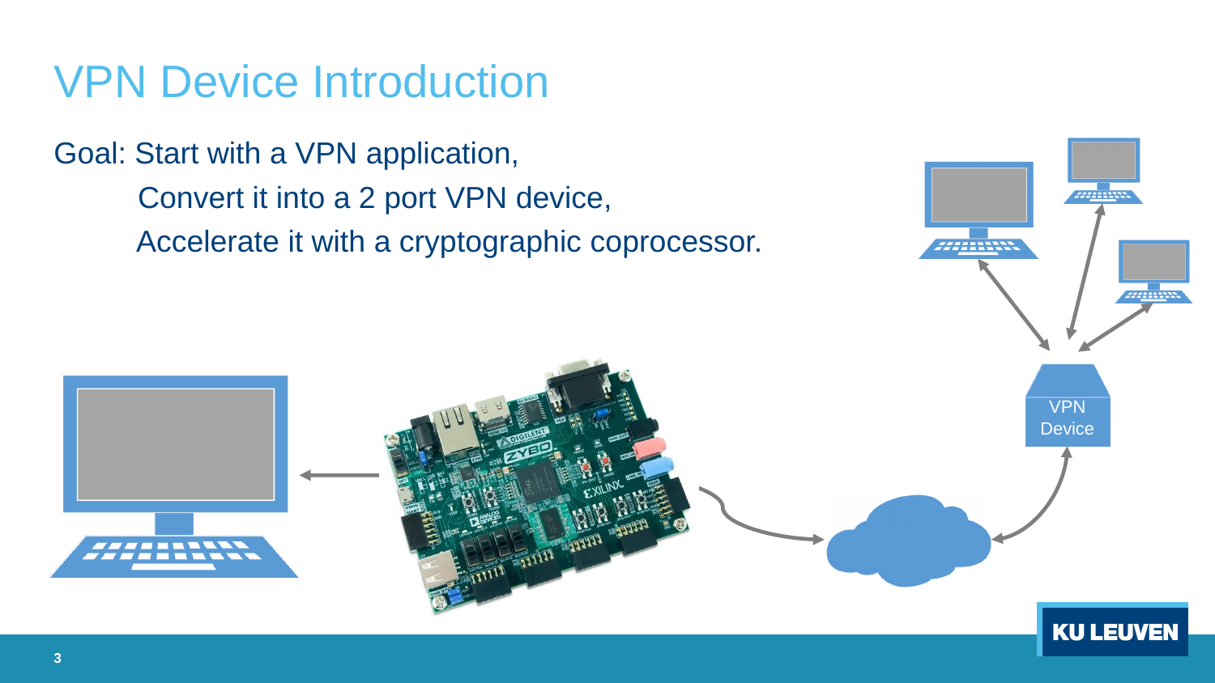# VPN Device Introduction

Goal: Start with a VPN application,

Convert it into a 2 port VPN device,

Accelerate it with a cryptographic coprocessor.

VPN Device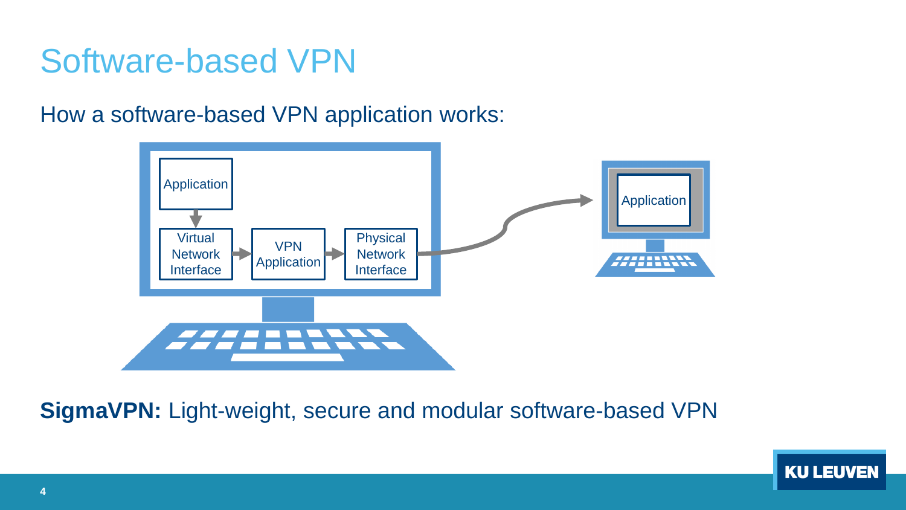# Software-based VPN

How a software-based VPN application works:

Application

Virtual Network Interface

VPN Application

Physical Network Interface

Application

**SigmaVPN:** Light-weight, secure and modular software-based VPN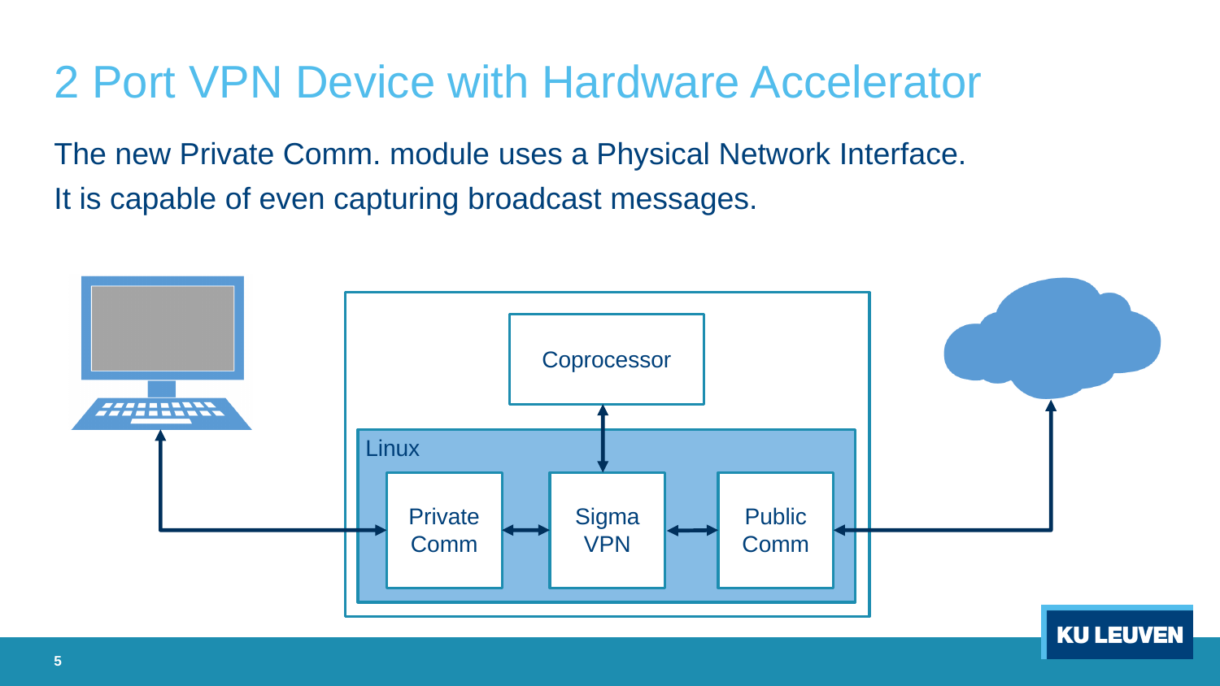# 2 Port VPN Device with Hardware Accelerator

The new Private Comm. module uses a Physical Network Interface.

It is capable of even capturing broadcast messages.

Coprocessor

Linux

Private Comm

Sigma VPN

Public Comm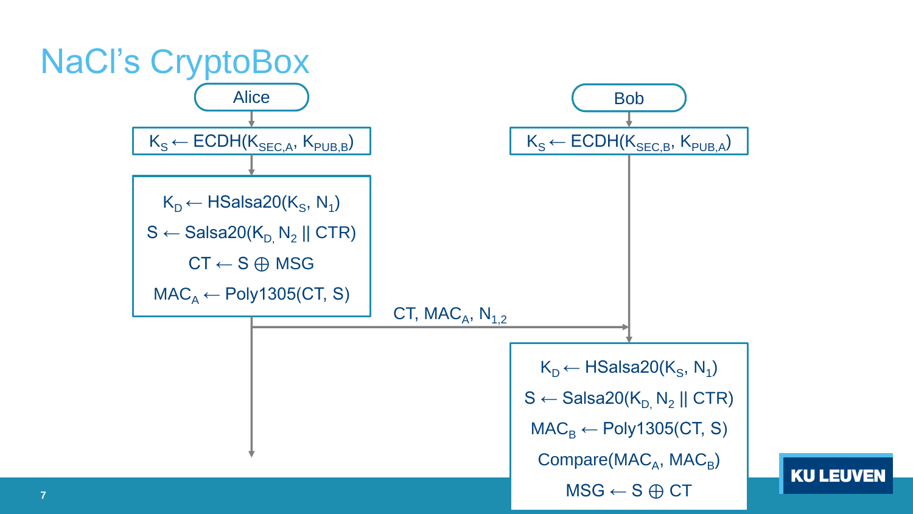# NaCl's CryptoBox

**Alice**

$K_S \leftarrow \text{ECDH}(K_{SEC,A}, K_{PUB,B})$

$K_D \leftarrow \text{HSalsa20}(K_S, N_1)$

$S \leftarrow \text{Salsa20}(K_D, N_2 \,||\, \text{CTR})$

$CT \leftarrow S \oplus MSG$

$MAC_A \leftarrow \text{Poly1305}(CT, S)$

Alice → Bob: $CT, MAC_A, N_{1,2}$

**Bob**

$K_S \leftarrow \text{ECDH}(K_{SEC,B}, K_{PUB,A})$

$K_D \leftarrow \text{HSalsa20}(K_S, N_1)$

$S \leftarrow \text{Salsa20}(K_D, N_2 \,||\, \text{CTR})$

$MAC_B \leftarrow \text{Poly1305}(CT, S)$

$\text{Compare}(MAC_A, MAC_B)$

$MSG \leftarrow S \oplus CT$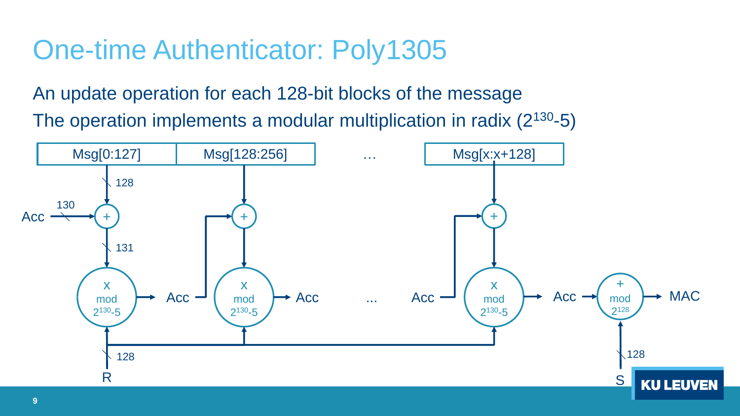# One-time Authenticator: Poly1305

An update operation for each 128-bit blocks of the message

The operation implements a modular multiplication in radix ($2^{130}$-5)

Msg[0:127] | Msg[128:256] | … | Msg[x:x+128]

128

130

Acc

+

131

x mod $2^{130}$-5 → Acc

x mod $2^{130}$-5 → Acc

…

Acc → x mod $2^{130}$-5 → Acc → + mod $2^{128}$ → MAC

128

R

128

S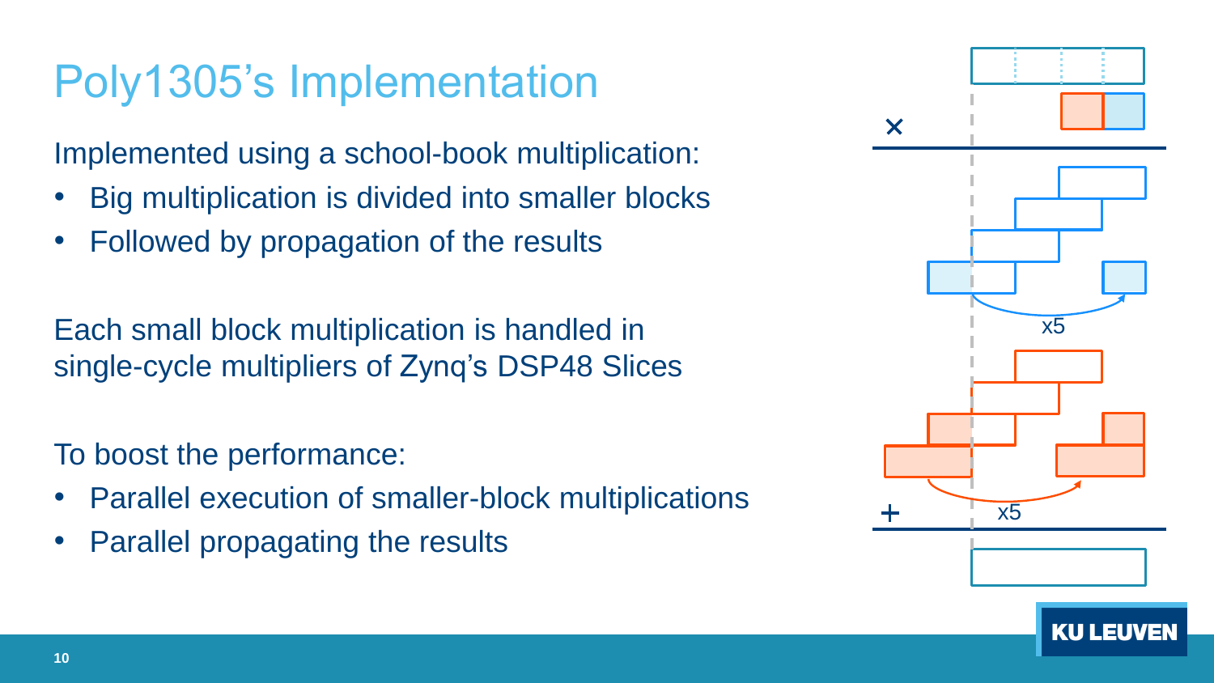# Poly1305's Implementation

Implemented using a school-book multiplication:

- Big multiplication is divided into smaller blocks
- Followed by propagation of the results

Each small block multiplication is handled in single-cycle multipliers of Zynq's DSP48 Slices

To boost the performance:

- Parallel execution of smaller-block multiplications
- Parallel propagating the results

×

x5

x5

+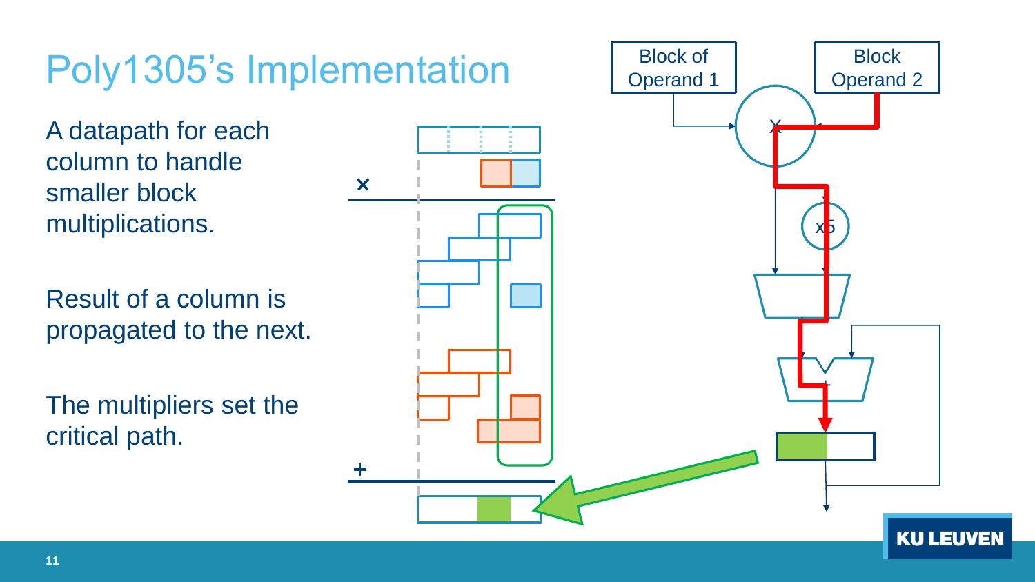# Poly1305's Implementation

A datapath for each column to handle smaller block multiplications.

Result of a column is propagated to the next.

The multipliers set the critical path.

Block of Operand 1

Block Operand 2

x5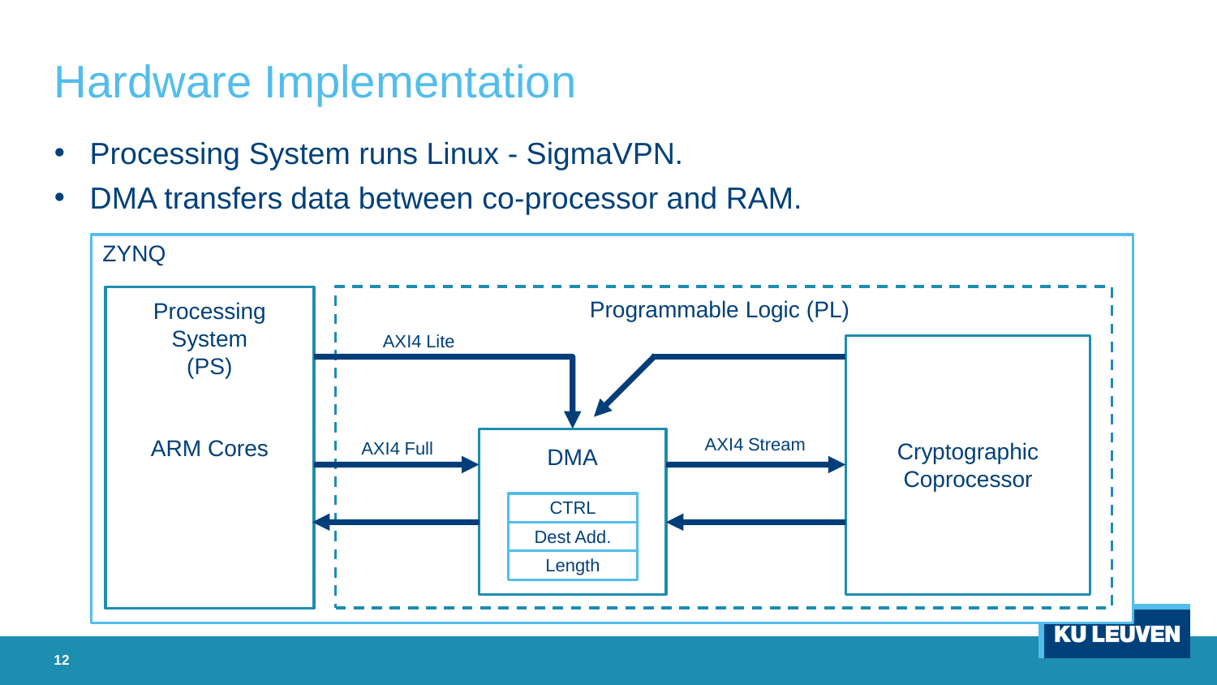# Hardware Implementation

- Processing System runs Linux - SigmaVPN.
- DMA transfers data between co-processor and RAM.

ZYNQ

Processing System (PS)

ARM Cores

Programmable Logic (PL)

AXI4 Lite

AXI4 Full

DMA

CTRL

Dest Add.

Length

AXI4 Stream

Cryptographic Coprocessor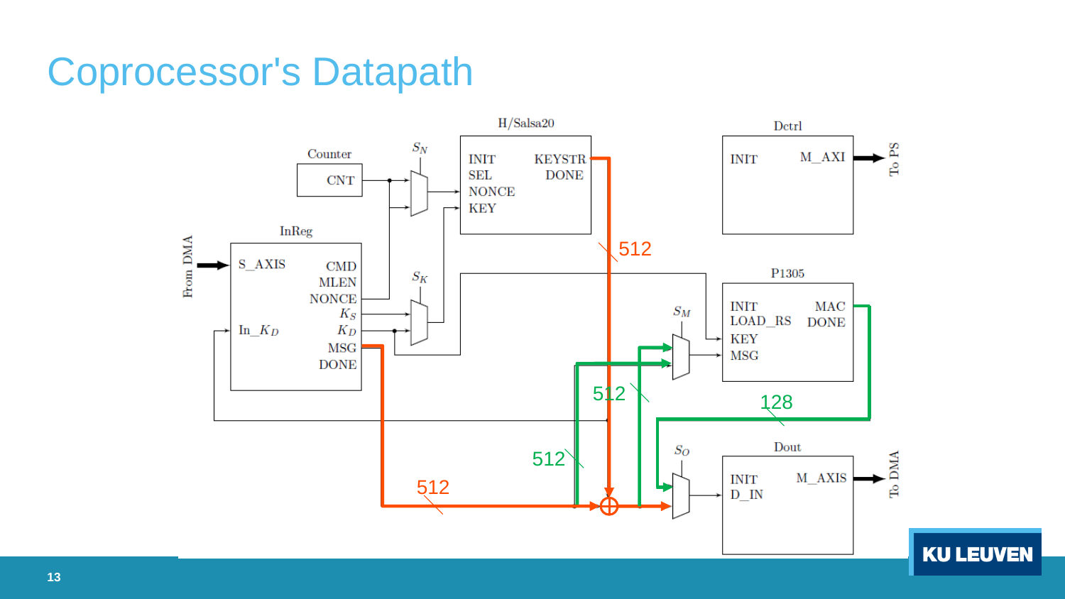# Coprocessor's Datapath

Counter

CNT

H/Salsa20

INIT KEYSTR

SEL DONE

NONCE

KEY

$S_N$

$S_K$

Dctrl

INIT M_AXI

To PS

InReg

From DMA

S_AXIS CMD

MLEN

NONCE

$K_S$

In_$K_D$ $K_D$

MSG

DONE

P1305

INIT MAC

LOAD_RS DONE

KEY

MSG

$S_M$

512

512

128

512

512

$S_O$

Dout

INIT M_AXIS

D_IN

To DMA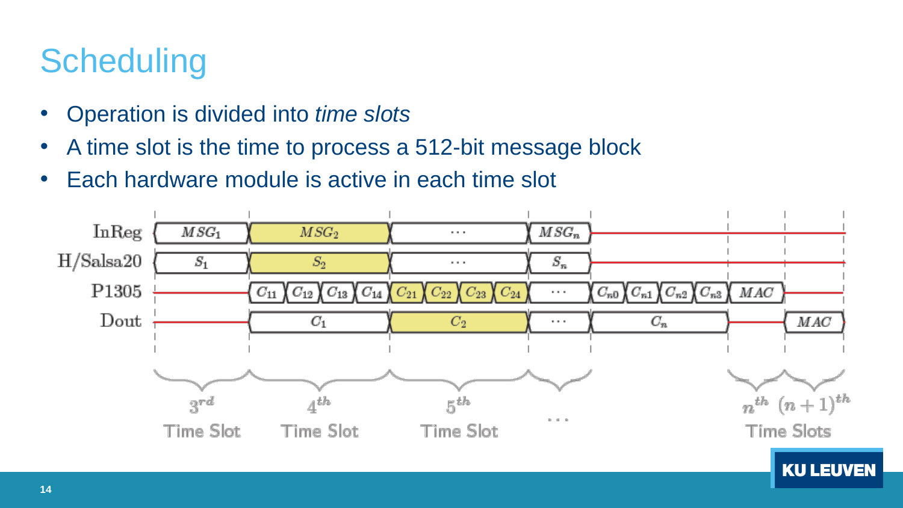# Scheduling

- Operation is divided into *time slots*
- A time slot is the time to process a 512-bit message block
- Each hardware module is active in each time slot

| | $3^{rd}$ Time Slot | $4^{th}$ Time Slot | $5^{th}$ Time Slot | ... | | $n^{th}$ Time Slot | $(n+1)^{th}$ Time Slot |
|---|---|---|---|---|---|---|---|
| InReg | $MSG_1$ | $MSG_2$ | ... | $MSG_n$ | | | |
| H/Salsa20 | $S_1$ | $S_2$ | ... | $S_n$ | | | |
| P1305 | | $C_{11}$ $C_{12}$ $C_{13}$ $C_{14}$ | $C_{21}$ $C_{22}$ $C_{23}$ $C_{24}$ | ... | $C_{n0}$ $C_{n1}$ $C_{n2}$ $C_{n3}$ | $MAC$ | |
| Dout | | $C_1$ | $C_2$ | ... | $C_n$ | | $MAC$ |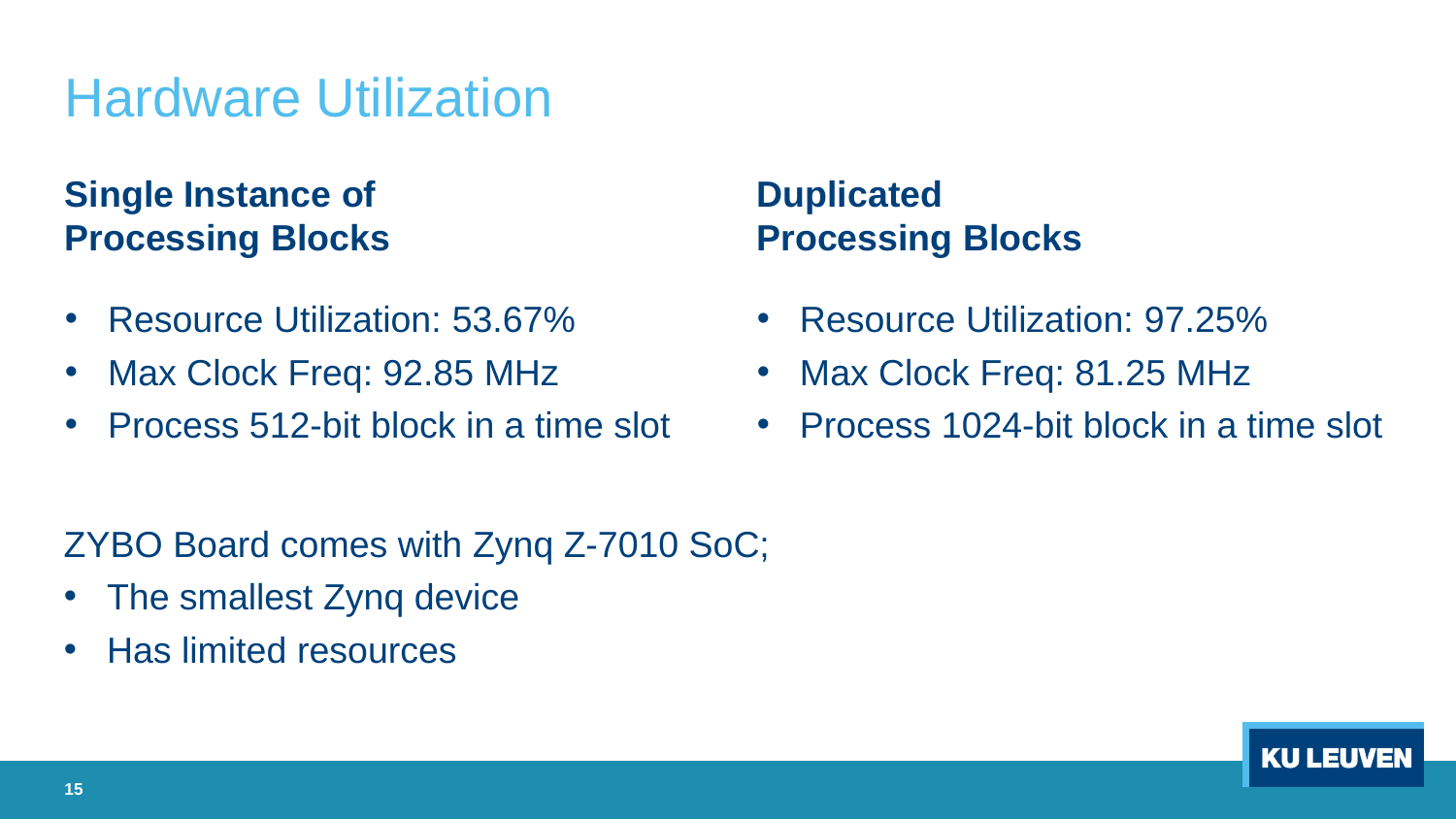# Hardware Utilization

### Single Instance of Processing Blocks

- Resource Utilization: 53.67%
- Max Clock Freq: 92.85 MHz
- Process 512-bit block in a time slot

### Duplicated Processing Blocks

- Resource Utilization: 97.25%
- Max Clock Freq: 81.25 MHz
- Process 1024-bit block in a time slot

ZYBO Board comes with Zynq Z-7010 SoC;

- The smallest Zynq device
- Has limited resources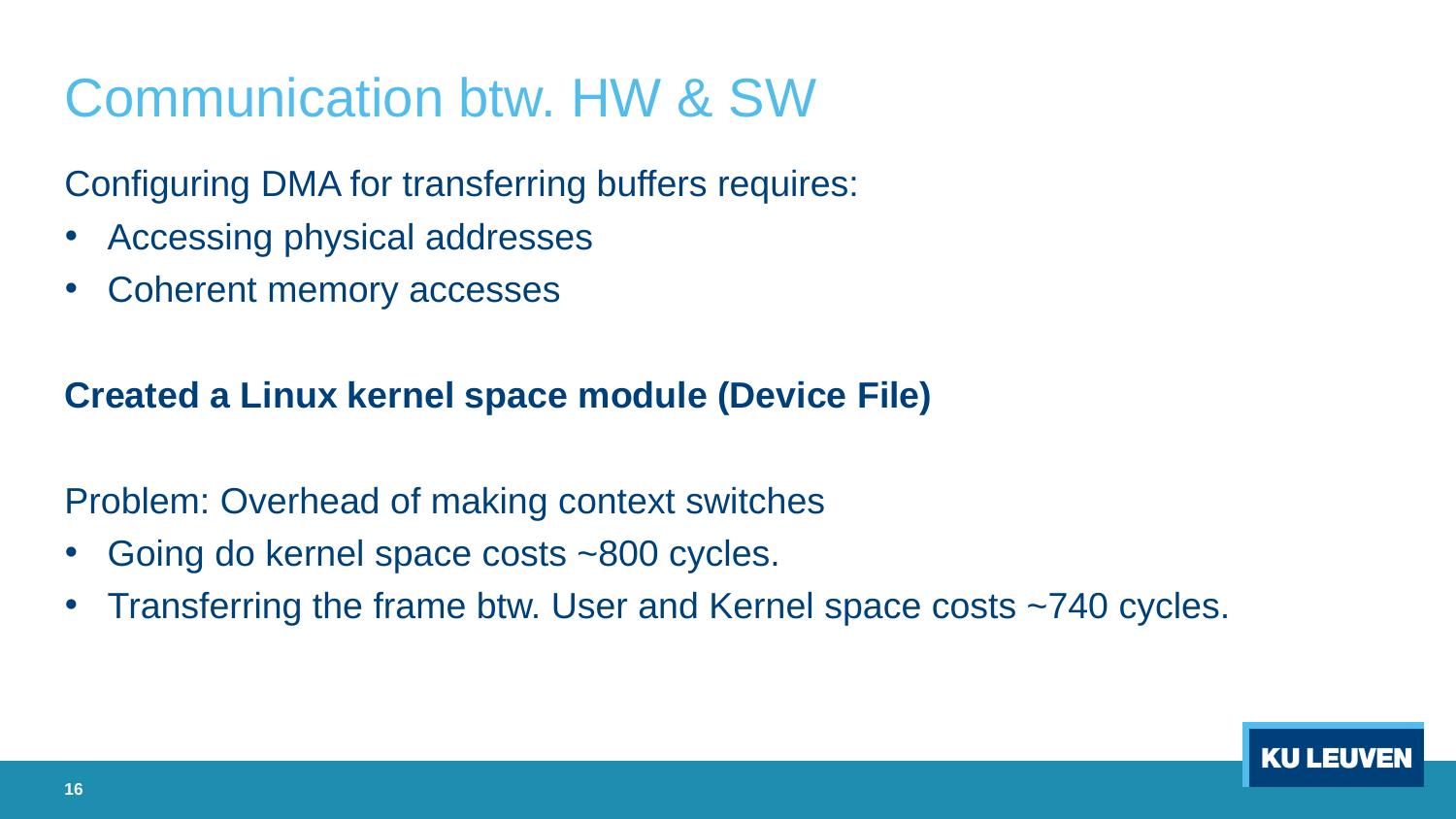# Communication btw. HW & SW

Configuring DMA for transferring buffers requires:

- Accessing physical addresses
- Coherent memory accesses

**Created a Linux kernel space module (Device File)**

Problem: Overhead of making context switches

- Going do kernel space costs ~800 cycles.
- Transferring the frame btw. User and Kernel space costs ~740 cycles.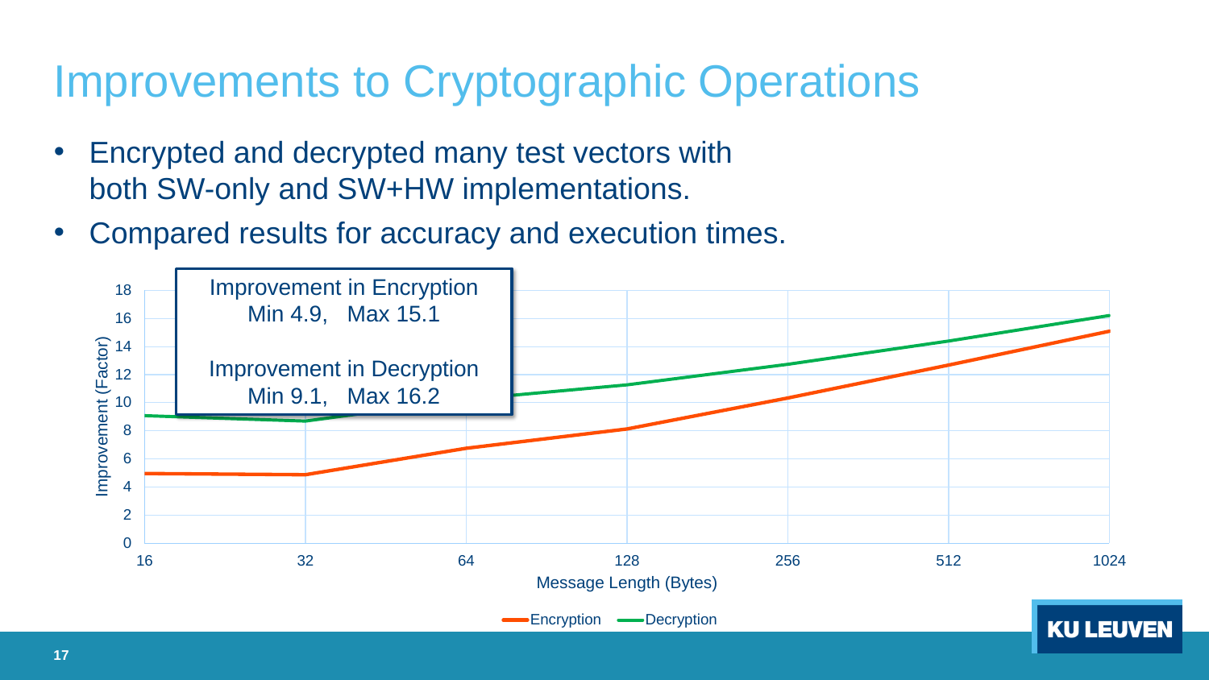# Improvements to Cryptographic Operations

- Encrypted and decrypted many test vectors with both SW-only and SW+HW implementations.
- Compared results for accuracy and execution times.

Improvement in Encryption
Min 4.9, Max 15.1

Improvement in Decryption
Min 9.1, Max 16.2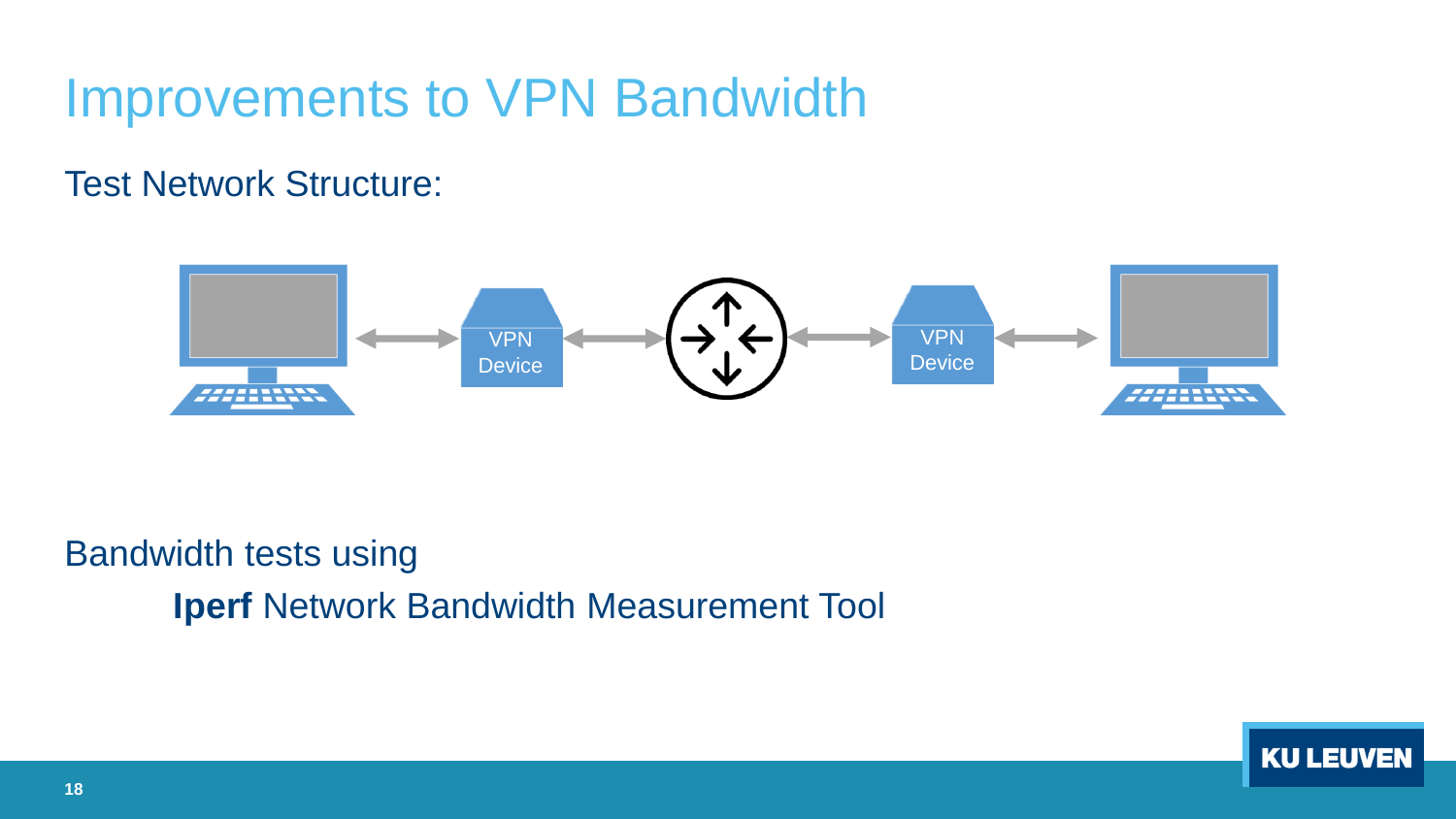# Improvements to VPN Bandwidth

Test Network Structure:

VPN Device

VPN Device

Bandwidth tests using

**Iperf** Network Bandwidth Measurement Tool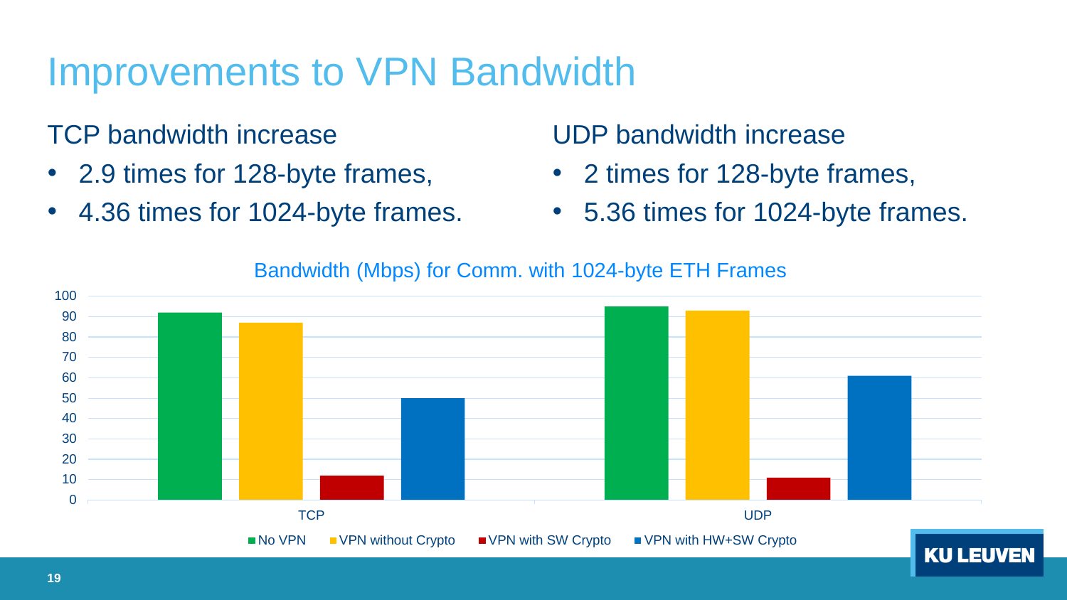# Improvements to VPN Bandwidth

TCP bandwidth increase

- 2.9 times for 128-byte frames,
- 4.36 times for 1024-byte frames.

UDP bandwidth increase

- 2 times for 128-byte frames,
- 5.36 times for 1024-byte frames.

Bandwidth (Mbps) for Comm. with 1024-byte ETH Frames

| | No VPN | VPN without Crypto | VPN with SW Crypto | VPN with HW+SW Crypto |
|---|---|---|---|---|
| TCP | ~92 | ~87 | ~12 | ~50 |
| UDP | ~95 | ~93 | ~11 | ~61 |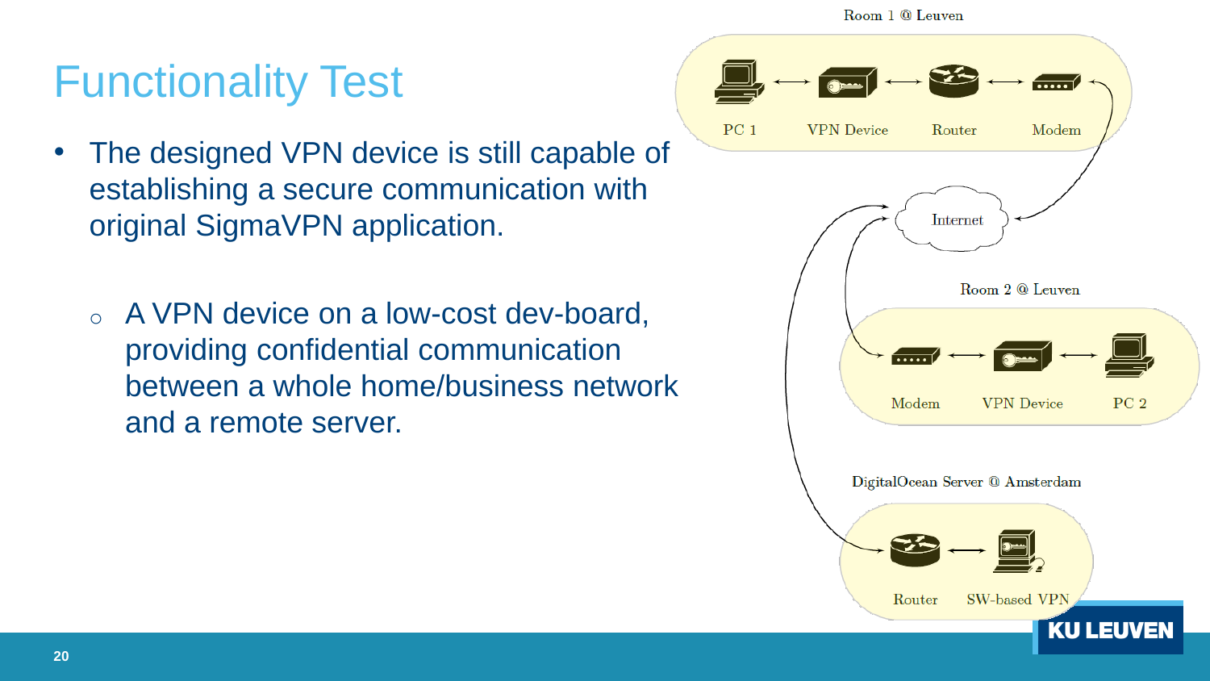# Functionality Test

- The designed VPN device is still capable of establishing a secure communication with original SigmaVPN application.
  - A VPN device on a low-cost dev-board, providing confidential communication between a whole home/business network and a remote server.

Room 1 @ Leuven

PC 1 ⟷ VPN Device ⟷ Router ⟷ Modem

Internet

Room 2 @ Leuven

Modem ⟷ VPN Device ⟷ PC 2

DigitalOcean Server @ Amsterdam

Router ⟷ SW-based VPN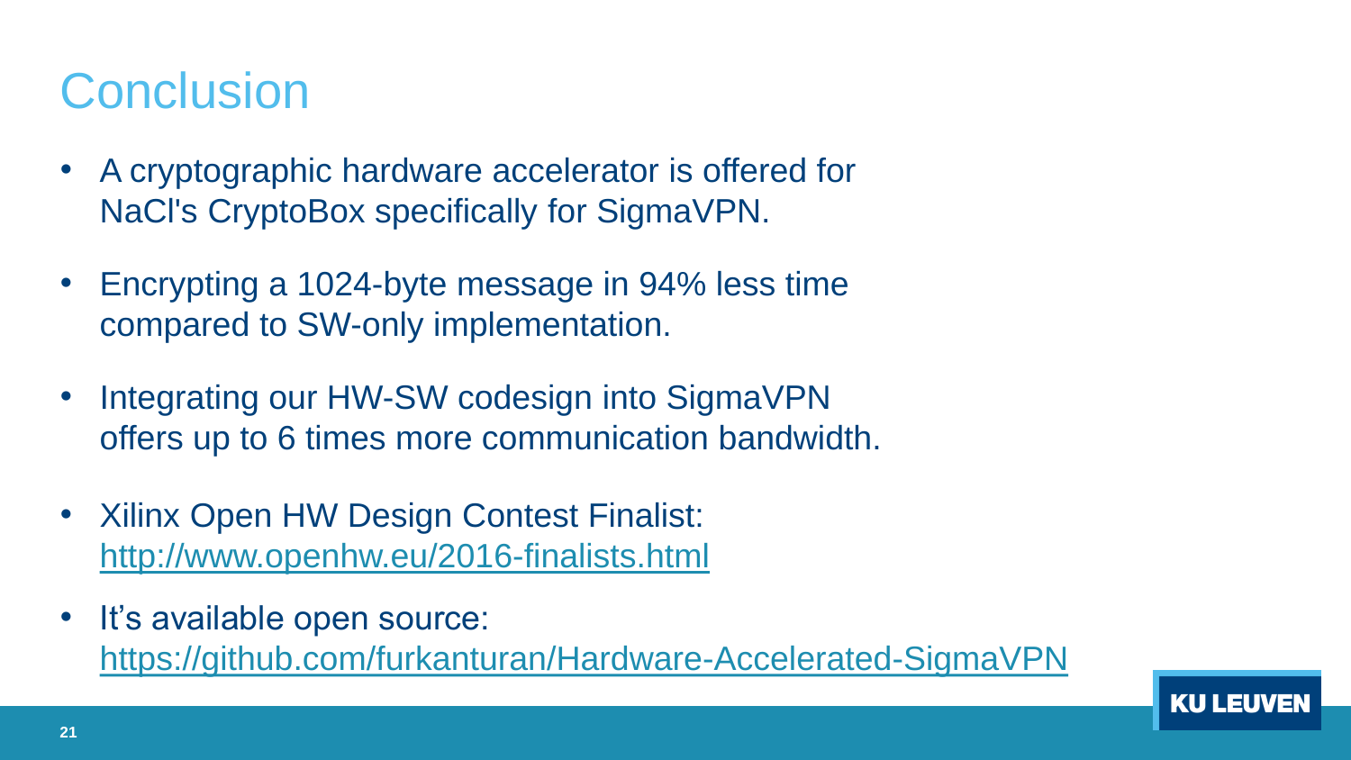# Conclusion

- A cryptographic hardware accelerator is offered for NaCl's CryptoBox specifically for SigmaVPN.
- Encrypting a 1024-byte message in 94% less time compared to SW-only implementation.
- Integrating our HW-SW codesign into SigmaVPN offers up to 6 times more communication bandwidth.
- Xilinx Open HW Design Contest Finalist: http://www.openhw.eu/2016-finalists.html
- It’s available open source: https://github.com/furkanturan/Hardware-Accelerated-SigmaVPN